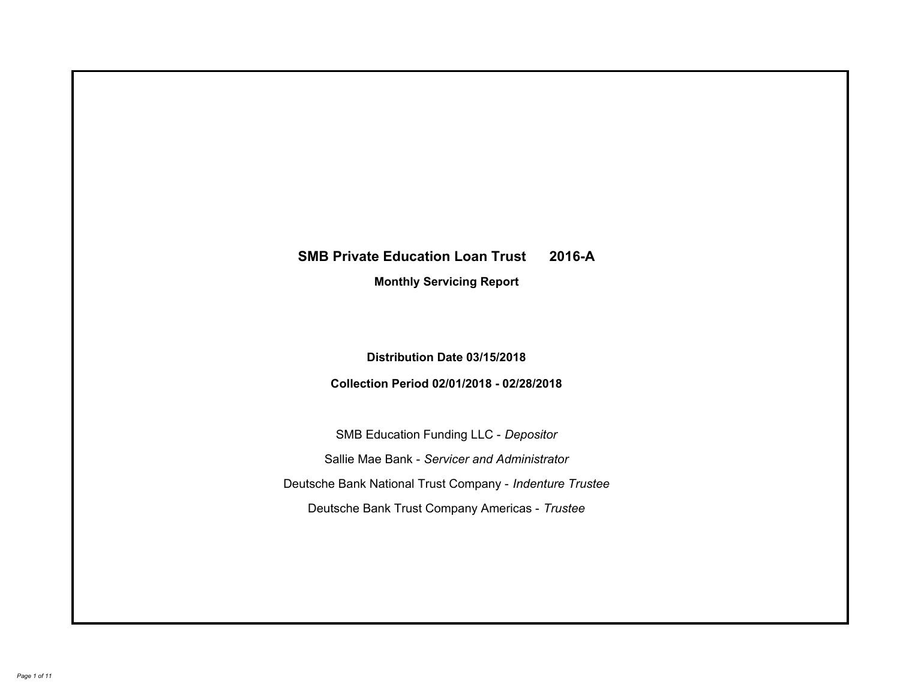# SMB Private Education Loan Trust 2016-A

## Monthly Servicing Report

**Distribution Date 03/15/2018**

**Collection Period 02/01/2018 - 02/28/2018**

SMB Education Funding LLC - *Depositor*

Sallie Mae Bank - *Servicer and Administrator*

Deutsche Bank National Trust Company - *Indenture Trustee*

Deutsche Bank Trust Company Americas - *Trustee*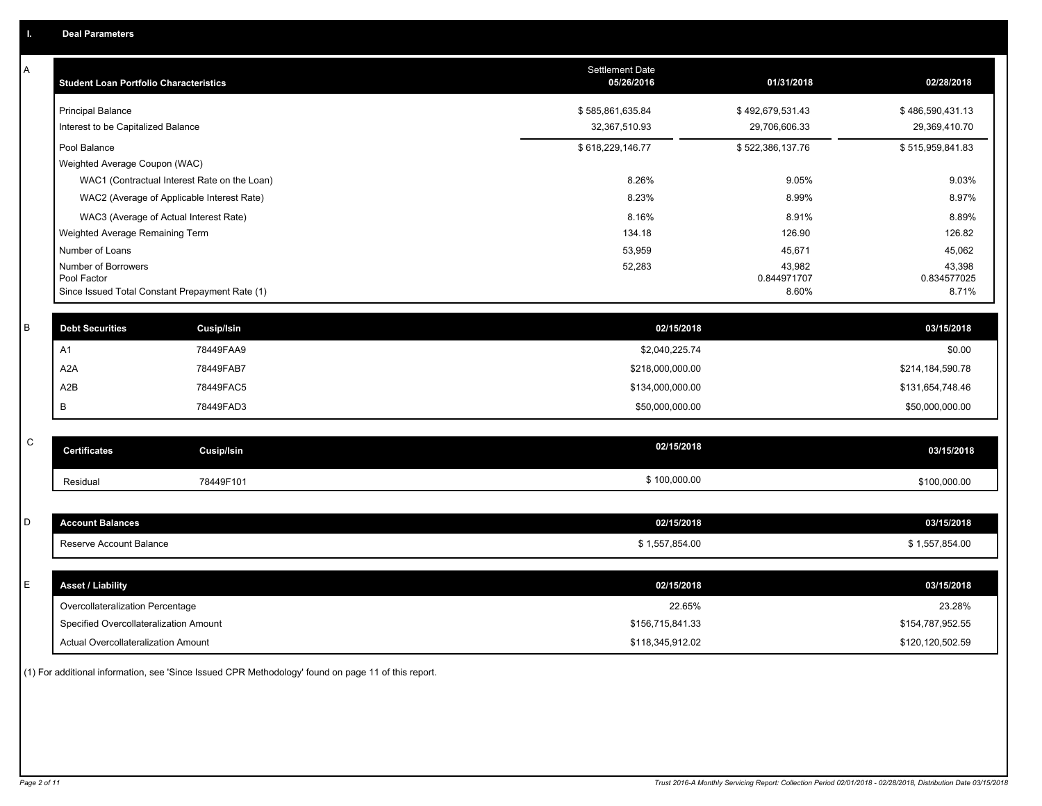## I. Deal Parameters

### A

| Student Loan Portfolio Characteristics | Settlement Date 05/26/2016 | 01/31/2018 | 02/28/2018 |
|---|---|---|---|
| Principal Balance | $ 585,861,635.84 | $ 492,679,531.43 | $ 486,590,431.13 |
| Interest to be Capitalized Balance | 32,367,510.93 | 29,706,606.33 | 29,369,410.70 |
| Pool Balance | $ 618,229,146.77 | $ 522,386,137.76 | $ 515,959,841.83 |
| Weighted Average Coupon (WAC) | | | |
| WAC1 (Contractual Interest Rate on the Loan) | 8.26% | 9.05% | 9.03% |
| WAC2 (Average of Applicable Interest Rate) | 8.23% | 8.99% | 8.97% |
| WAC3 (Average of Actual Interest Rate) | 8.16% | 8.91% | 8.89% |
| Weighted Average Remaining Term | 134.18 | 126.90 | 126.82 |
| Number of Loans | 53,959 | 45,671 | 45,062 |
| Number of Borrowers | 52,283 | 43,982 | 43,398 |
| Pool Factor | | 0.844971707 | 0.834577025 |
| Since Issued Total Constant Prepayment Rate (1) | | 8.60% | 8.71% |

### B

| Debt Securities | Cusip/Isin | 02/15/2018 | 03/15/2018 |
|---|---|---|---|
| A1 | 78449FAA9 | $2,040,225.74 | $0.00 |
| A2A | 78449FAB7 | $218,000,000.00 | $214,184,590.78 |
| A2B | 78449FAC5 | $134,000,000.00 | $131,654,748.46 |
| B | 78449FAD3 | $50,000,000.00 | $50,000,000.00 |

### C

| Certificates | Cusip/Isin | 02/15/2018 | 03/15/2018 |
|---|---|---|---|
| Residual | 78449F101 | $ 100,000.00 | $100,000.00 |

### D

| Account Balances | 02/15/2018 | 03/15/2018 |
|---|---|---|
| Reserve Account Balance | $ 1,557,854.00 | $ 1,557,854.00 |

### E

| Asset / Liability | 02/15/2018 | 03/15/2018 |
|---|---|---|
| Overcollateralization Percentage | 22.65% | 23.28% |
| Specified Overcollateralization Amount | $156,715,841.33 | $154,787,952.55 |
| Actual Overcollateralization Amount | $118,345,912.02 | $120,120,502.59 |

(1) For additional information, see 'Since Issued CPR Methodology' found on page 11 of this report.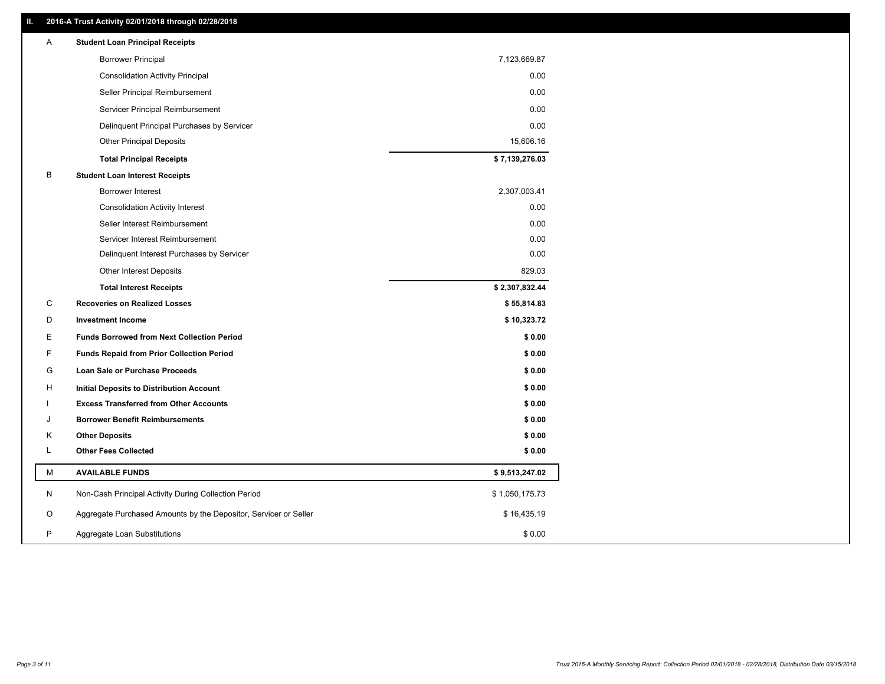## II. 2016-A Trust Activity 02/01/2018 through 02/28/2018

| | | |
|---|---|---|
| A | **Student Loan Principal Receipts** | |
| | Borrower Principal | 7,123,669.87 |
| | Consolidation Activity Principal | 0.00 |
| | Seller Principal Reimbursement | 0.00 |
| | Servicer Principal Reimbursement | 0.00 |
| | Delinquent Principal Purchases by Servicer | 0.00 |
| | Other Principal Deposits | 15,606.16 |
| | **Total Principal Receipts** | **$ 7,139,276.03** |
| B | **Student Loan Interest Receipts** | |
| | Borrower Interest | 2,307,003.41 |
| | Consolidation Activity Interest | 0.00 |
| | Seller Interest Reimbursement | 0.00 |
| | Servicer Interest Reimbursement | 0.00 |
| | Delinquent Interest Purchases by Servicer | 0.00 |
| | Other Interest Deposits | 829.03 |
| | **Total Interest Receipts** | **$ 2,307,832.44** |
| C | **Recoveries on Realized Losses** | **$ 55,814.83** |
| D | **Investment Income** | **$ 10,323.72** |
| E | **Funds Borrowed from Next Collection Period** | **$ 0.00** |
| F | **Funds Repaid from Prior Collection Period** | **$ 0.00** |
| G | **Loan Sale or Purchase Proceeds** | **$ 0.00** |
| H | **Initial Deposits to Distribution Account** | **$ 0.00** |
| I | **Excess Transferred from Other Accounts** | **$ 0.00** |
| J | **Borrower Benefit Reimbursements** | **$ 0.00** |
| K | **Other Deposits** | **$ 0.00** |
| L | **Other Fees Collected** | **$ 0.00** |
| M | **AVAILABLE FUNDS** | **$ 9,513,247.02** |
| N | Non-Cash Principal Activity During Collection Period | $ 1,050,175.73 |
| O | Aggregate Purchased Amounts by the Depositor, Servicer or Seller | $ 16,435.19 |
| P | Aggregate Loan Substitutions | $ 0.00 |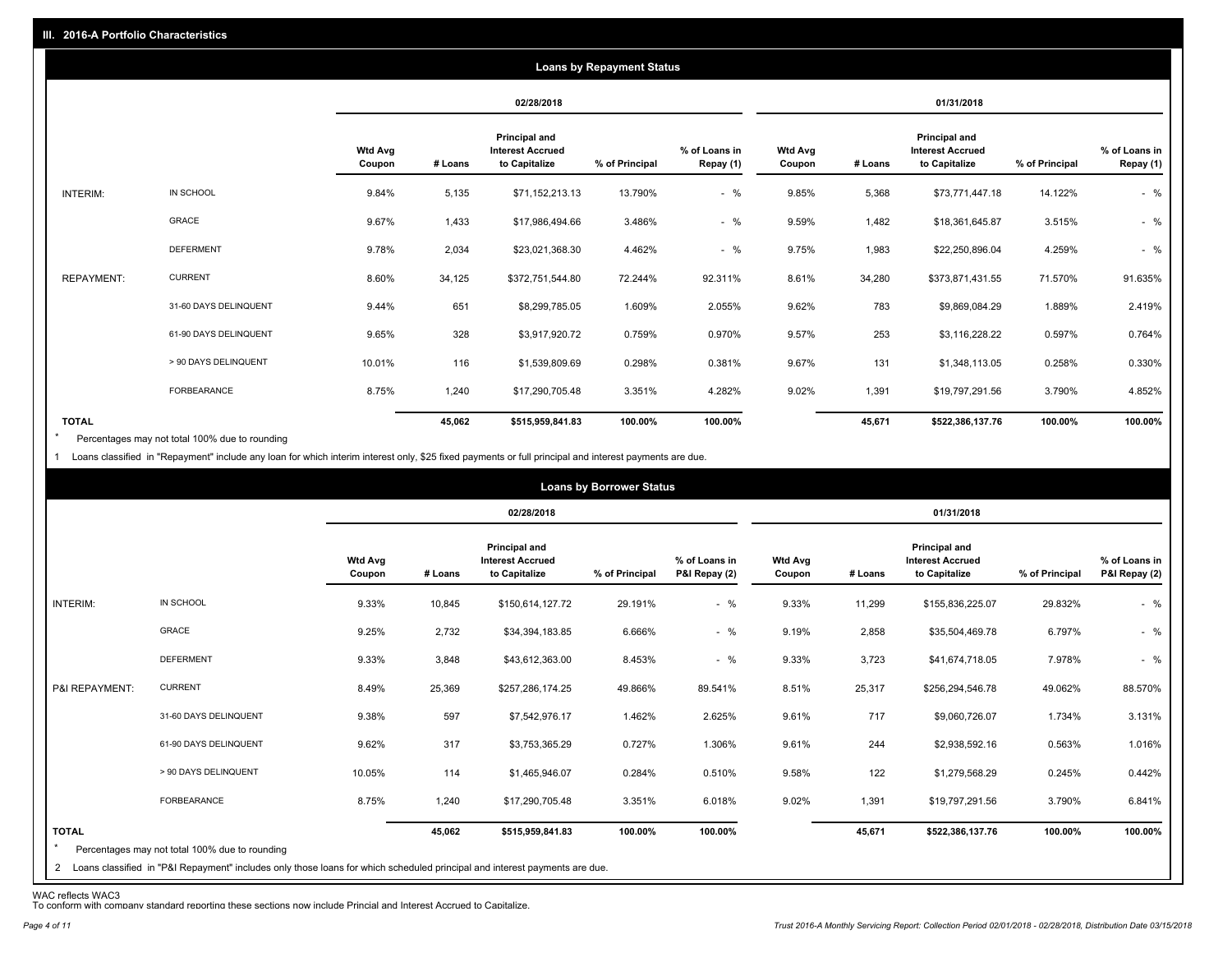## III. 2016-A Portfolio Characteristics

### Loans by Repayment Status

| | | 02/28/2018 | | | | | 01/31/2018 | | | | |
|---|---|---|---|---|---|---|---|---|---|---|---|
| | | Wtd Avg Coupon | # Loans | Principal and Interest Accrued to Capitalize | % of Principal | % of Loans in Repay (1) | Wtd Avg Coupon | # Loans | Principal and Interest Accrued to Capitalize | % of Principal | % of Loans in Repay (1) |
| INTERIM: | IN SCHOOL | 9.84% | 5,135 | $71,152,213.13 | 13.790% | - % | 9.85% | 5,368 | $73,771,447.18 | 14.122% | - % |
| | GRACE | 9.67% | 1,433 | $17,986,494.66 | 3.486% | - % | 9.59% | 1,482 | $18,361,645.87 | 3.515% | - % |
| | DEFERMENT | 9.78% | 2,034 | $23,021,368.30 | 4.462% | - % | 9.75% | 1,983 | $22,250,896.04 | 4.259% | - % |
| REPAYMENT: | CURRENT | 8.60% | 34,125 | $372,751,544.80 | 72.244% | 92.311% | 8.61% | 34,280 | $373,871,431.55 | 71.570% | 91.635% |
| | 31-60 DAYS DELINQUENT | 9.44% | 651 | $8,299,785.05 | 1.609% | 2.055% | 9.62% | 783 | $9,869,084.29 | 1.889% | 2.419% |
| | 61-90 DAYS DELINQUENT | 9.65% | 328 | $3,917,920.72 | 0.759% | 0.970% | 9.57% | 253 | $3,116,228.22 | 0.597% | 0.764% |
| | > 90 DAYS DELINQUENT | 10.01% | 116 | $1,539,809.69 | 0.298% | 0.381% | 9.67% | 131 | $1,348,113.05 | 0.258% | 0.330% |
| | FORBEARANCE | 8.75% | 1,240 | $17,290,705.48 | 3.351% | 4.282% | 9.02% | 1,391 | $19,797,291.56 | 3.790% | 4.852% |
| TOTAL | | | 45,062 | $515,959,841.83 | 100.00% | 100.00% | | 45,671 | $522,386,137.76 | 100.00% | 100.00% |

* Percentages may not total 100% due to rounding

1 Loans classified in "Repayment" include any loan for which interim interest only, $25 fixed payments or full principal and interest payments are due.

### Loans by Borrower Status

| | | 02/28/2018 | | | | | 01/31/2018 | | | | |
|---|---|---|---|---|---|---|---|---|---|---|---|
| | | Wtd Avg Coupon | # Loans | Principal and Interest Accrued to Capitalize | % of Principal | % of Loans in P&I Repay (2) | Wtd Avg Coupon | # Loans | Principal and Interest Accrued to Capitalize | % of Principal | % of Loans in P&I Repay (2) |
| INTERIM: | IN SCHOOL | 9.33% | 10,845 | $150,614,127.72 | 29.191% | - % | 9.33% | 11,299 | $155,836,225.07 | 29.832% | - % |
| | GRACE | 9.25% | 2,732 | $34,394,183.85 | 6.666% | - % | 9.19% | 2,858 | $35,504,469.78 | 6.797% | - % |
| | DEFERMENT | 9.33% | 3,848 | $43,612,363.00 | 8.453% | - % | 9.33% | 3,723 | $41,674,718.05 | 7.978% | - % |
| P&I REPAYMENT: | CURRENT | 8.49% | 25,369 | $257,286,174.25 | 49.866% | 89.541% | 8.51% | 25,317 | $256,294,546.78 | 49.062% | 88.570% |
| | 31-60 DAYS DELINQUENT | 9.38% | 597 | $7,542,976.17 | 1.462% | 2.625% | 9.61% | 717 | $9,060,726.07 | 1.734% | 3.131% |
| | 61-90 DAYS DELINQUENT | 9.62% | 317 | $3,753,365.29 | 0.727% | 1.306% | 9.61% | 244 | $2,938,592.16 | 0.563% | 1.016% |
| | > 90 DAYS DELINQUENT | 10.05% | 114 | $1,465,946.07 | 0.284% | 0.510% | 9.58% | 122 | $1,279,568.29 | 0.245% | 0.442% |
| | FORBEARANCE | 8.75% | 1,240 | $17,290,705.48 | 3.351% | 6.018% | 9.02% | 1,391 | $19,797,291.56 | 3.790% | 6.841% |
| TOTAL | | | 45,062 | $515,959,841.83 | 100.00% | 100.00% | | 45,671 | $522,386,137.76 | 100.00% | 100.00% |

* Percentages may not total 100% due to rounding

2 Loans classified in "P&I Repayment" includes only those loans for which scheduled principal and interest payments are due.

WAC reflects WAC3

To conform with company standard reporting these sections now include Princial and Interest Accrued to Capitalize.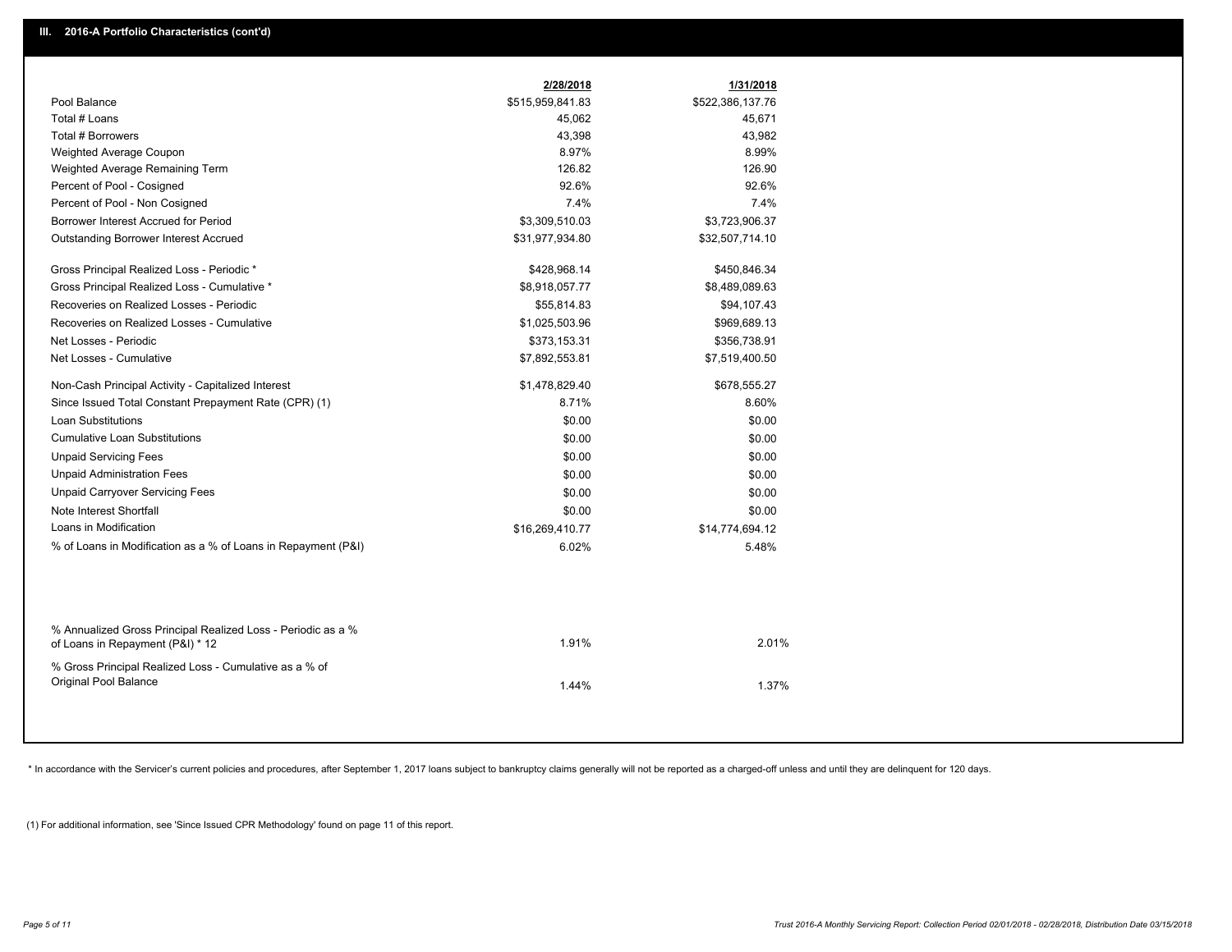## III. 2016-A Portfolio Characteristics (cont'd)

| | 2/28/2018 | 1/31/2018 |
|---|---|---|
| Pool Balance | $515,959,841.83 | $522,386,137.76 |
| Total # Loans | 45,062 | 45,671 |
| Total # Borrowers | 43,398 | 43,982 |
| Weighted Average Coupon | 8.97% | 8.99% |
| Weighted Average Remaining Term | 126.82 | 126.90 |
| Percent of Pool - Cosigned | 92.6% | 92.6% |
| Percent of Pool - Non Cosigned | 7.4% | 7.4% |
| Borrower Interest Accrued for Period | $3,309,510.03 | $3,723,906.37 |
| Outstanding Borrower Interest Accrued | $31,977,934.80 | $32,507,714.10 |
| Gross Principal Realized Loss - Periodic * | $428,968.14 | $450,846.34 |
| Gross Principal Realized Loss - Cumulative * | $8,918,057.77 | $8,489,089.63 |
| Recoveries on Realized Losses - Periodic | $55,814.83 | $94,107.43 |
| Recoveries on Realized Losses - Cumulative | $1,025,503.96 | $969,689.13 |
| Net Losses - Periodic | $373,153.31 | $356,738.91 |
| Net Losses - Cumulative | $7,892,553.81 | $7,519,400.50 |
| Non-Cash Principal Activity - Capitalized Interest | $1,478,829.40 | $678,555.27 |
| Since Issued Total Constant Prepayment Rate (CPR) (1) | 8.71% | 8.60% |
| Loan Substitutions | $0.00 | $0.00 |
| Cumulative Loan Substitutions | $0.00 | $0.00 |
| Unpaid Servicing Fees | $0.00 | $0.00 |
| Unpaid Administration Fees | $0.00 | $0.00 |
| Unpaid Carryover Servicing Fees | $0.00 | $0.00 |
| Note Interest Shortfall | $0.00 | $0.00 |
| Loans in Modification | $16,269,410.77 | $14,774,694.12 |
| % of Loans in Modification as a % of Loans in Repayment (P&I) | 6.02% | 5.48% |
| % Annualized Gross Principal Realized Loss - Periodic as a % of Loans in Repayment (P&I) * 12 | 1.91% | 2.01% |
| % Gross Principal Realized Loss - Cumulative as a % of Original Pool Balance | 1.44% | 1.37% |

* In accordance with the Servicer's current policies and procedures, after September 1, 2017 loans subject to bankruptcy claims generally will not be reported as a charged-off unless and until they are delinquent for 120 days.

(1) For additional information, see 'Since Issued CPR Methodology' found on page 11 of this report.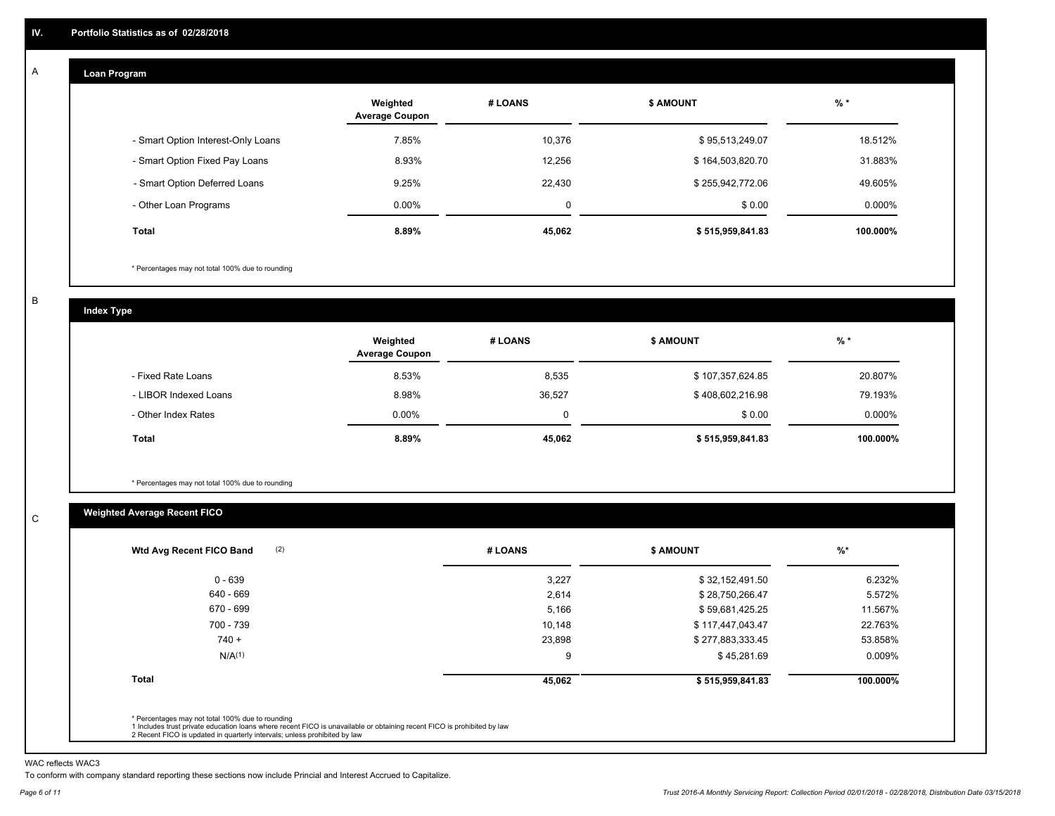## IV. Portfolio Statistics as of 02/28/2018

### A Loan Program

| | Weighted Average Coupon | # LOANS | $ AMOUNT | % * |
|---|---|---|---|---|
| - Smart Option Interest-Only Loans | 7.85% | 10,376 | $ 95,513,249.07 | 18.512% |
| - Smart Option Fixed Pay Loans | 8.93% | 12,256 | $ 164,503,820.70 | 31.883% |
| - Smart Option Deferred Loans | 9.25% | 22,430 | $ 255,942,772.06 | 49.605% |
| - Other Loan Programs | 0.00% | 0 | $ 0.00 | 0.000% |
| **Total** | **8.89%** | **45,062** | **$ 515,959,841.83** | **100.000%** |

* Percentages may not total 100% due to rounding

### B Index Type

| | Weighted Average Coupon | # LOANS | $ AMOUNT | % * |
|---|---|---|---|---|
| - Fixed Rate Loans | 8.53% | 8,535 | $ 107,357,624.85 | 20.807% |
| - LIBOR Indexed Loans | 8.98% | 36,527 | $ 408,602,216.98 | 79.193% |
| - Other Index Rates | 0.00% | 0 | $ 0.00 | 0.000% |
| **Total** | **8.89%** | **45,062** | **$ 515,959,841.83** | **100.000%** |

* Percentages may not total 100% due to rounding

### C Weighted Average Recent FICO

| Wtd Avg Recent FICO Band (2) | # LOANS | $ AMOUNT | %* |
|---|---|---|---|
| 0 - 639 | 3,227 | $ 32,152,491.50 | 6.232% |
| 640 - 669 | 2,614 | $ 28,750,266.47 | 5.572% |
| 670 - 699 | 5,166 | $ 59,681,425.25 | 11.567% |
| 700 - 739 | 10,148 | $ 117,447,043.47 | 22.763% |
| 740 + | 23,898 | $ 277,883,333.45 | 53.858% |
| N/A(1) | 9 | $ 45,281.69 | 0.009% |
| **Total** | **45,062** | **$ 515,959,841.83** | **100.000%** |

* Percentages may not total 100% due to rounding
1 Includes trust private education loans where recent FICO is unavailable or obtaining recent FICO is prohibited by law
2 Recent FICO is updated in quarterly intervals; unless prohibited by law

WAC reflects WAC3

To conform with company standard reporting these sections now include Princial and Interest Accrued to Capitalize.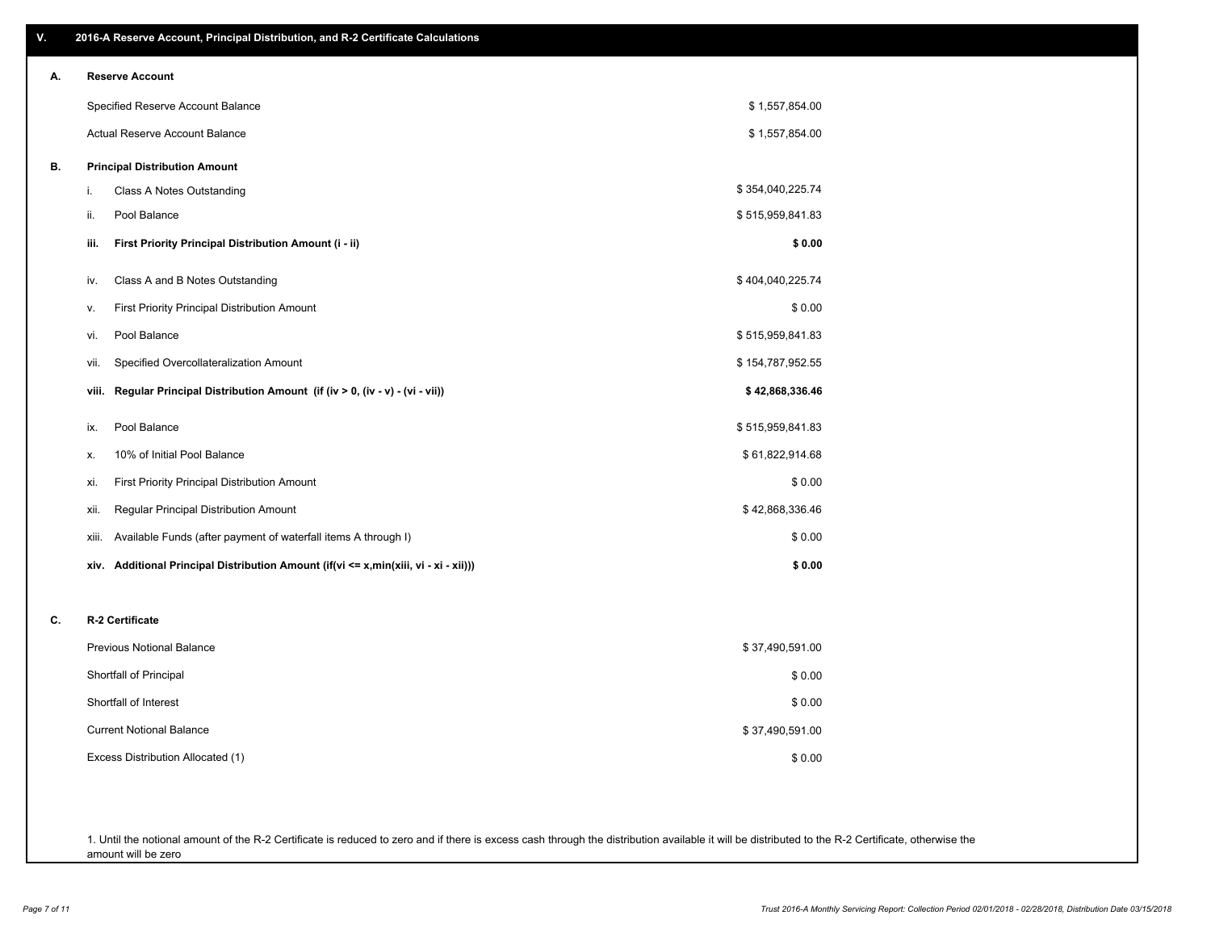## V. 2016-A Reserve Account, Principal Distribution, and R-2 Certificate Calculations

### A. Reserve Account

| | |
|---|---|
| Specified Reserve Account Balance | $ 1,557,854.00 |
| Actual Reserve Account Balance | $ 1,557,854.00 |

### B. Principal Distribution Amount

| | | |
|---|---|---|
| i. | Class A Notes Outstanding | $ 354,040,225.74 |
| ii. | Pool Balance | $ 515,959,841.83 |
| **iii.** | **First Priority Principal Distribution Amount (i - ii)** | **$ 0.00** |
| iv. | Class A and B Notes Outstanding | $ 404,040,225.74 |
| v. | First Priority Principal Distribution Amount | $ 0.00 |
| vi. | Pool Balance | $ 515,959,841.83 |
| vii. | Specified Overcollateralization Amount | $ 154,787,952.55 |
| **viii.** | **Regular Principal Distribution Amount (if (iv > 0, (iv - v) - (vi - vii))** | **$ 42,868,336.46** |
| ix. | Pool Balance | $ 515,959,841.83 |
| x. | 10% of Initial Pool Balance | $ 61,822,914.68 |
| xi. | First Priority Principal Distribution Amount | $ 0.00 |
| xii. | Regular Principal Distribution Amount | $ 42,868,336.46 |
| xiii. | Available Funds (after payment of waterfall items A through I) | $ 0.00 |
| **xiv.** | **Additional Principal Distribution Amount (if(vi <= x,min(xiii, vi - xi - xii)))** | **$ 0.00** |

### C. R-2 Certificate

| | |
|---|---|
| Previous Notional Balance | $ 37,490,591.00 |
| Shortfall of Principal | $ 0.00 |
| Shortfall of Interest | $ 0.00 |
| Current Notional Balance | $ 37,490,591.00 |
| Excess Distribution Allocated (1) | $ 0.00 |

1. Until the notional amount of the R-2 Certificate is reduced to zero and if there is excess cash through the distribution available it will be distributed to the R-2 Certificate, otherwise the amount will be zero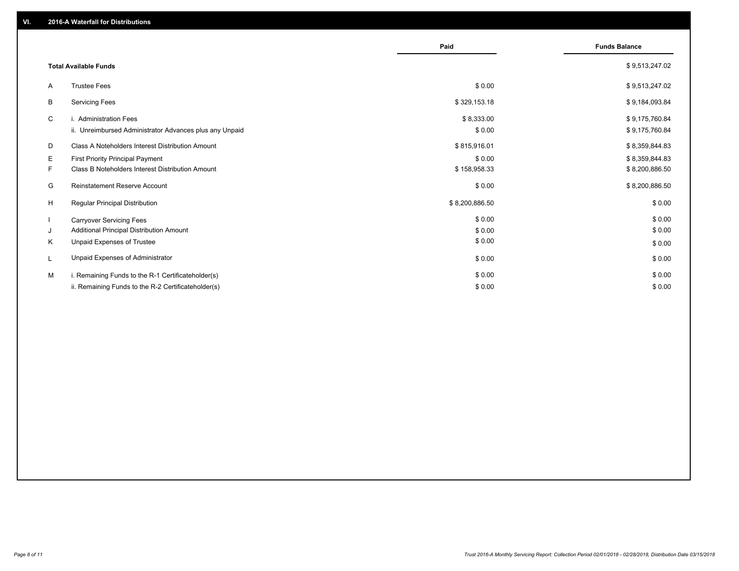## VI. 2016-A Waterfall for Distributions

| | | Paid | Funds Balance |
|---|---|---|---|
| | **Total Available Funds** | | $ 9,513,247.02 |
| A | Trustee Fees | $ 0.00 | $ 9,513,247.02 |
| B | Servicing Fees | $ 329,153.18 | $ 9,184,093.84 |
| C | i. Administration Fees | $ 8,333.00 | $ 9,175,760.84 |
| | ii. Unreimbursed Administrator Advances plus any Unpaid | $ 0.00 | $ 9,175,760.84 |
| D | Class A Noteholders Interest Distribution Amount | $ 815,916.01 | $ 8,359,844.83 |
| E | First Priority Principal Payment | $ 0.00 | $ 8,359,844.83 |
| F | Class B Noteholders Interest Distribution Amount | $ 158,958.33 | $ 8,200,886.50 |
| G | Reinstatement Reserve Account | $ 0.00 | $ 8,200,886.50 |
| H | Regular Principal Distribution | $ 8,200,886.50 | $ 0.00 |
| I | Carryover Servicing Fees | $ 0.00 | $ 0.00 |
| J | Additional Principal Distribution Amount | $ 0.00 | $ 0.00 |
| K | Unpaid Expenses of Trustee | $ 0.00 | $ 0.00 |
| L | Unpaid Expenses of Administrator | $ 0.00 | $ 0.00 |
| M | i. Remaining Funds to the R-1 Certificateholder(s) | $ 0.00 | $ 0.00 |
| | ii. Remaining Funds to the R-2 Certificateholder(s) | $ 0.00 | $ 0.00 |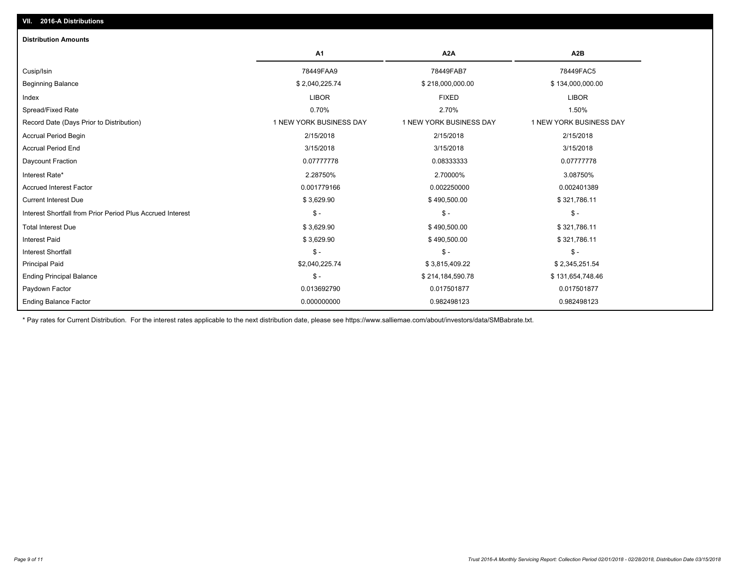## VII. 2016-A Distributions

### Distribution Amounts

| | A1 | A2A | A2B |
|---|---|---|---|
| Cusip/Isin | 78449FAA9 | 78449FAB7 | 78449FAC5 |
| Beginning Balance | $ 2,040,225.74 | $ 218,000,000.00 | $ 134,000,000.00 |
| Index | LIBOR | FIXED | LIBOR |
| Spread/Fixed Rate | 0.70% | 2.70% | 1.50% |
| Record Date (Days Prior to Distribution) | 1 NEW YORK BUSINESS DAY | 1 NEW YORK BUSINESS DAY | 1 NEW YORK BUSINESS DAY |
| Accrual Period Begin | 2/15/2018 | 2/15/2018 | 2/15/2018 |
| Accrual Period End | 3/15/2018 | 3/15/2018 | 3/15/2018 |
| Daycount Fraction | 0.07777778 | 0.08333333 | 0.07777778 |
| Interest Rate* | 2.28750% | 2.70000% | 3.08750% |
| Accrued Interest Factor | 0.001779166 | 0.002250000 | 0.002401389 |
| Current Interest Due | $ 3,629.90 | $ 490,500.00 | $ 321,786.11 |
| Interest Shortfall from Prior Period Plus Accrued Interest | $ - | $ - | $ - |
| Total Interest Due | $ 3,629.90 | $ 490,500.00 | $ 321,786.11 |
| Interest Paid | $ 3,629.90 | $ 490,500.00 | $ 321,786.11 |
| Interest Shortfall | $ - | $ - | $ - |
| Principal Paid | $2,040,225.74 | $ 3,815,409.22 | $ 2,345,251.54 |
| Ending Principal Balance | $ - | $ 214,184,590.78 | $ 131,654,748.46 |
| Paydown Factor | 0.013692790 | 0.017501877 | 0.017501877 |
| Ending Balance Factor | 0.000000000 | 0.982498123 | 0.982498123 |

* Pay rates for Current Distribution. For the interest rates applicable to the next distribution date, please see https://www.salliemae.com/about/investors/data/SMBabrate.txt.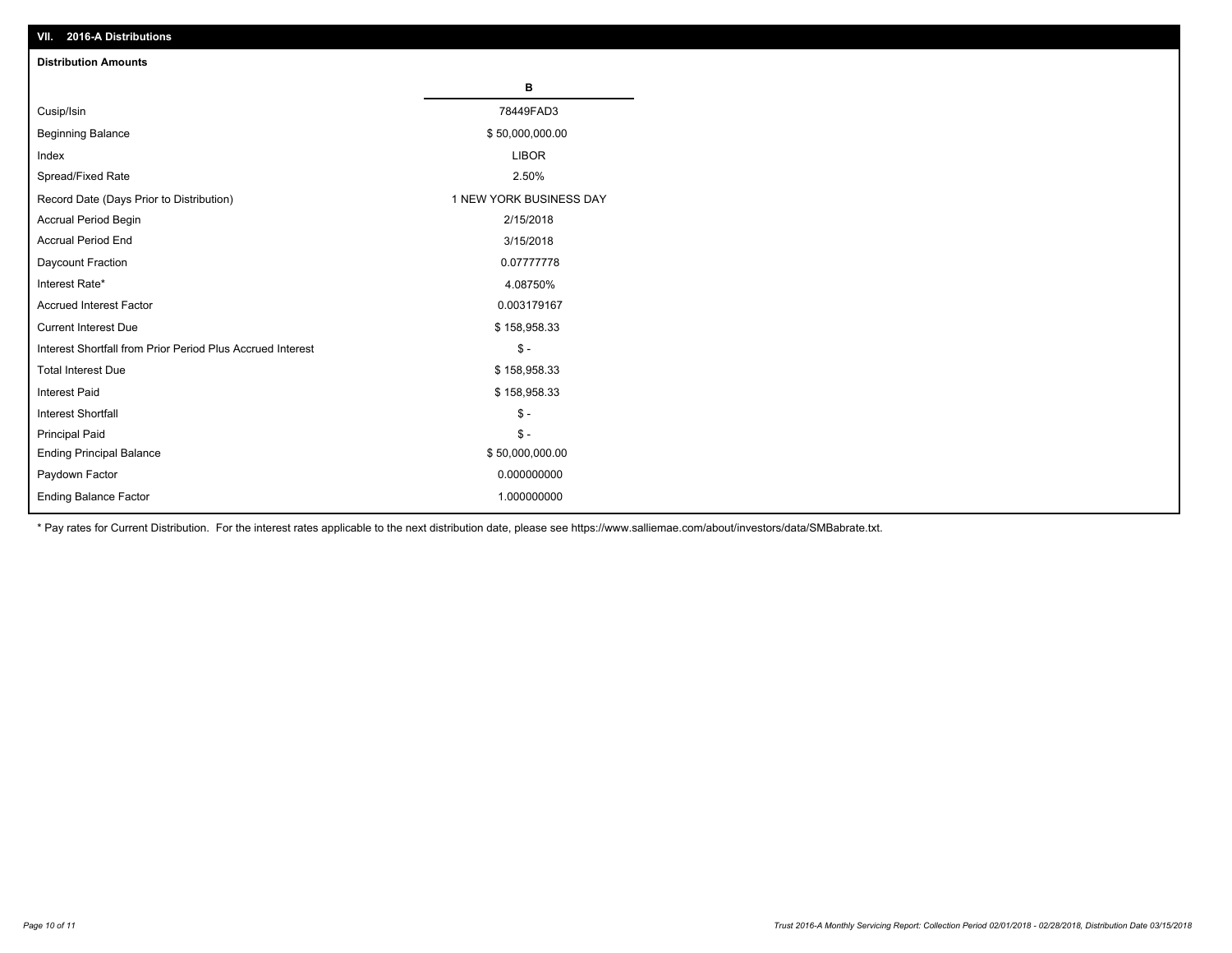## VII. 2016-A Distributions

### Distribution Amounts

| | B |
|---|---|
| Cusip/Isin | 78449FAD3 |
| Beginning Balance | $ 50,000,000.00 |
| Index | LIBOR |
| Spread/Fixed Rate | 2.50% |
| Record Date (Days Prior to Distribution) | 1 NEW YORK BUSINESS DAY |
| Accrual Period Begin | 2/15/2018 |
| Accrual Period End | 3/15/2018 |
| Daycount Fraction | 0.07777778 |
| Interest Rate* | 4.08750% |
| Accrued Interest Factor | 0.003179167 |
| Current Interest Due | $ 158,958.33 |
| Interest Shortfall from Prior Period Plus Accrued Interest | $ - |
| Total Interest Due | $ 158,958.33 |
| Interest Paid | $ 158,958.33 |
| Interest Shortfall | $ - |
| Principal Paid | $ - |
| Ending Principal Balance | $ 50,000,000.00 |
| Paydown Factor | 0.000000000 |
| Ending Balance Factor | 1.000000000 |

* Pay rates for Current Distribution. For the interest rates applicable to the next distribution date, please see https://www.salliemae.com/about/investors/data/SMBabrate.txt.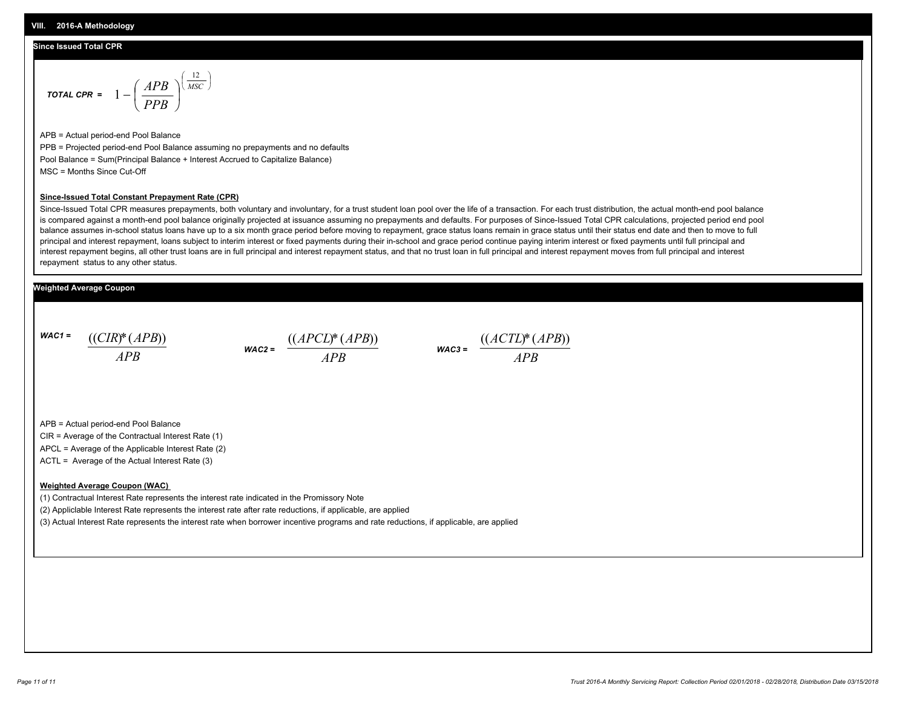## VIII. 2016-A Methodology

### Since Issued Total CPR

$$TOTAL\ CPR = 1 - \left(\frac{APB}{PPB}\right)^{\left(\frac{12}{MSC}\right)}$$

APB = Actual period-end Pool Balance

PPB = Projected period-end Pool Balance assuming no prepayments and no defaults

Pool Balance = Sum(Principal Balance + Interest Accrued to Capitalize Balance)

MSC = Months Since Cut-Off

**Since-Issued Total Constant Prepayment Rate (CPR)**

Since-Issued Total CPR measures prepayments, both voluntary and involuntary, for a trust student loan pool over the life of a transaction. For each trust distribution, the actual month-end pool balance is compared against a month-end pool balance originally projected at issuance assuming no prepayments and defaults. For purposes of Since-Issued Total CPR calculations, projected period end pool balance assumes in-school status loans have up to a six month grace period before moving to repayment, grace status loans remain in grace status until their status end date and then to move to full principal and interest repayment, loans subject to interim interest or fixed payments during their in-school and grace period continue paying interim interest or fixed payments until full principal and interest repayment begins, all other trust loans are in full principal and interest repayment status, and that no trust loan in full principal and interest repayment moves from full principal and interest repayment status to any other status.

### Weighted Average Coupon

$$WAC1 = \frac{((CIR)*(APB))}{APB} \qquad WAC2 = \frac{((APCL)*(APB))}{APB} \qquad WAC3 = \frac{((ACTL)*(APB))}{APB}$$

APB = Actual period-end Pool Balance

CIR = Average of the Contractual Interest Rate (1)

APCL = Average of the Applicable Interest Rate (2)

ACTL = Average of the Actual Interest Rate (3)

**Weighted Average Coupon (WAC)**

(1) Contractual Interest Rate represents the interest rate indicated in the Promissory Note

(2) Appliclable Interest Rate represents the interest rate after rate reductions, if applicable, are applied

(3) Actual Interest Rate represents the interest rate when borrower incentive programs and rate reductions, if applicable, are applied